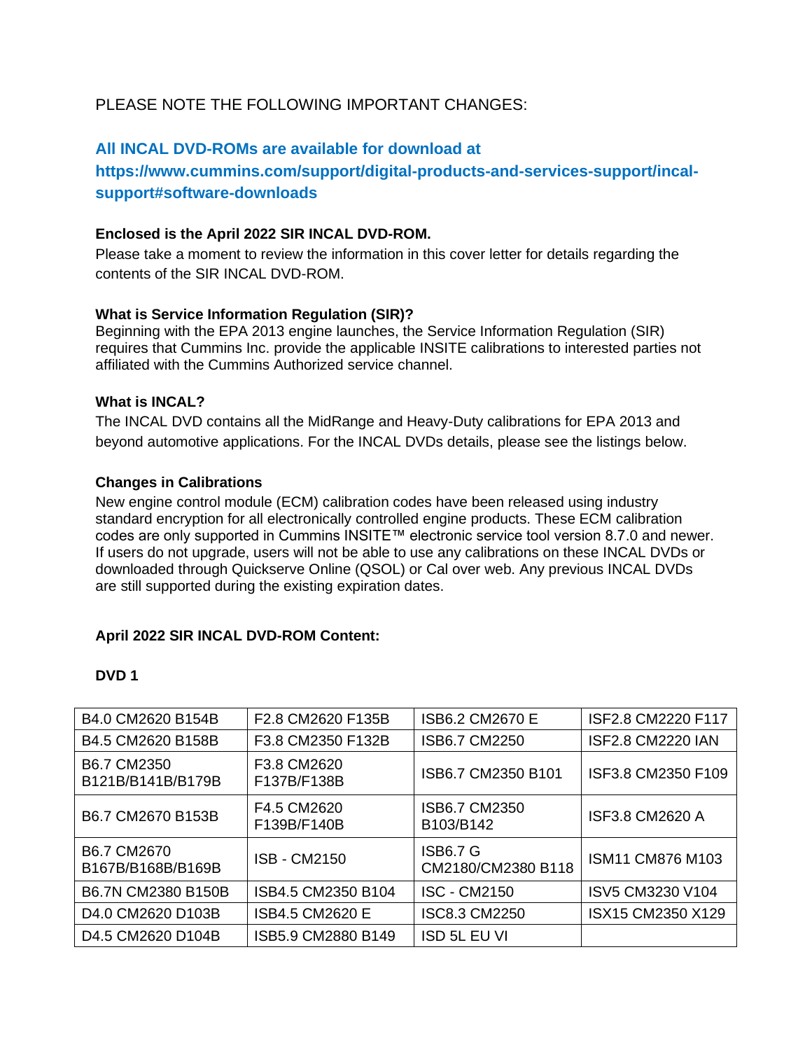PLEASE NOTE THE FOLLOWING IMPORTANT CHANGES:

**All INCAL DVD-ROMs are available for download at https://www.cummins.com/support/digital-products-and-services-support/incal-support#software-downloads**

**Enclosed is the April 2022 SIR INCAL DVD-ROM.**

Please take a moment to review the information in this cover letter for details regarding the contents of the SIR INCAL DVD-ROM.

**What is Service Information Regulation (SIR)?**

Beginning with the EPA 2013 engine launches, the Service Information Regulation (SIR) requires that Cummins Inc. provide the applicable INSITE calibrations to interested parties not affiliated with the Cummins Authorized service channel.

**What is INCAL?**

The INCAL DVD contains all the MidRange and Heavy-Duty calibrations for EPA 2013 and beyond automotive applications. For the INCAL DVDs details, please see the listings below.

**Changes in Calibrations**

New engine control module (ECM) calibration codes have been released using industry standard encryption for all electronically controlled engine products. These ECM calibration codes are only supported in Cummins INSITE™ electronic service tool version 8.7.0 and newer. If users do not upgrade, users will not be able to use any calibrations on these INCAL DVDs or downloaded through Quickserve Online (QSOL) or Cal over web. Any previous INCAL DVDs are still supported during the existing expiration dates.

**April 2022 SIR INCAL DVD-ROM Content:**

**DVD 1**

| | | | |
|---|---|---|---|
| B4.0 CM2620 B154B | F2.8 CM2620 F135B | ISB6.2 CM2670 E | ISF2.8 CM2220 F117 |
| B4.5 CM2620 B158B | F3.8 CM2350 F132B | ISB6.7 CM2250 | ISF2.8 CM2220 IAN |
| B6.7 CM2350 B121B/B141B/B179B | F3.8 CM2620 F137B/F138B | ISB6.7 CM2350 B101 | ISF3.8 CM2350 F109 |
| B6.7 CM2670 B153B | F4.5 CM2620 F139B/F140B | ISB6.7 CM2350 B103/B142 | ISF3.8 CM2620 A |
| B6.7 CM2670 B167B/B168B/B169B | ISB - CM2150 | ISB6.7 G CM2180/CM2380 B118 | ISM11 CM876 M103 |
| B6.7N CM2380 B150B | ISB4.5 CM2350 B104 | ISC - CM2150 | ISV5 CM3230 V104 |
| D4.0 CM2620 D103B | ISB4.5 CM2620 E | ISC8.3 CM2250 | ISX15 CM2350 X129 |
| D4.5 CM2620 D104B | ISB5.9 CM2880 B149 | ISD 5L EU VI | |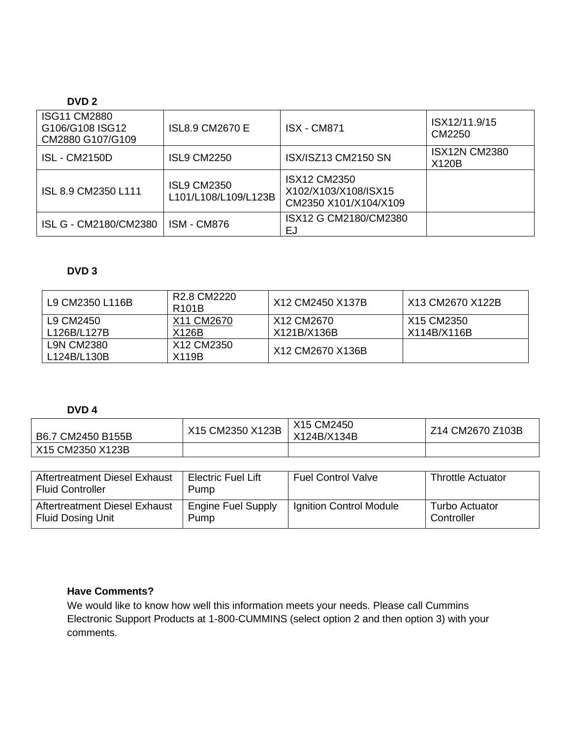**DVD 2**

| | | | |
|---|---|---|---|
| ISG11 CM2880 G106/G108 ISG12 CM2880 G107/G109 | ISL8.9 CM2670 E | ISX - CM871 | ISX12/11.9/15 CM2250 |
| ISL - CM2150D | ISL9 CM2250 | ISX/ISZ13 CM2150 SN | ISX12N CM2380 X120B |
| ISL 8.9 CM2350 L111 | ISL9 CM2350 L101/L108/L109/L123B | ISX12 CM2350 X102/X103/X108/ISX15 CM2350 X101/X104/X109 | |
| ISL G - CM2180/CM2380 | ISM - CM876 | ISX12 G CM2180/CM2380 EJ | |

**DVD 3**

| | | | |
|---|---|---|---|
| L9 CM2350 L116B | R2.8 CM2220 R101B | X12 CM2450 X137B | X13 CM2670 X122B |
| L9 CM2450 L126B/L127B | X11 CM2670 X126B | X12 CM2670 X121B/X136B | X15 CM2350 X114B/X116B |
| L9N CM2380 L124B/L130B | X12 CM2350 X119B | X12 CM2670 X136B | |

**DVD 4**

| | | | |
|---|---|---|---|
| B6.7 CM2450 B155B | X15 CM2350 X123B | X15 CM2450 X124B/X134B | Z14 CM2670 Z103B |
| X15 CM2350 X123B | | | |

| | | | |
|---|---|---|---|
| Aftertreatment Diesel Exhaust Fluid Controller | Electric Fuel Lift Pump | Fuel Control Valve | Throttle Actuator |
| Aftertreatment Diesel Exhaust Fluid Dosing Unit | Engine Fuel Supply Pump | Ignition Control Module | Turbo Actuator Controller |

**Have Comments?**

We would like to know how well this information meets your needs. Please call Cummins Electronic Support Products at 1-800-CUMMINS (select option 2 and then option 3) with your comments.